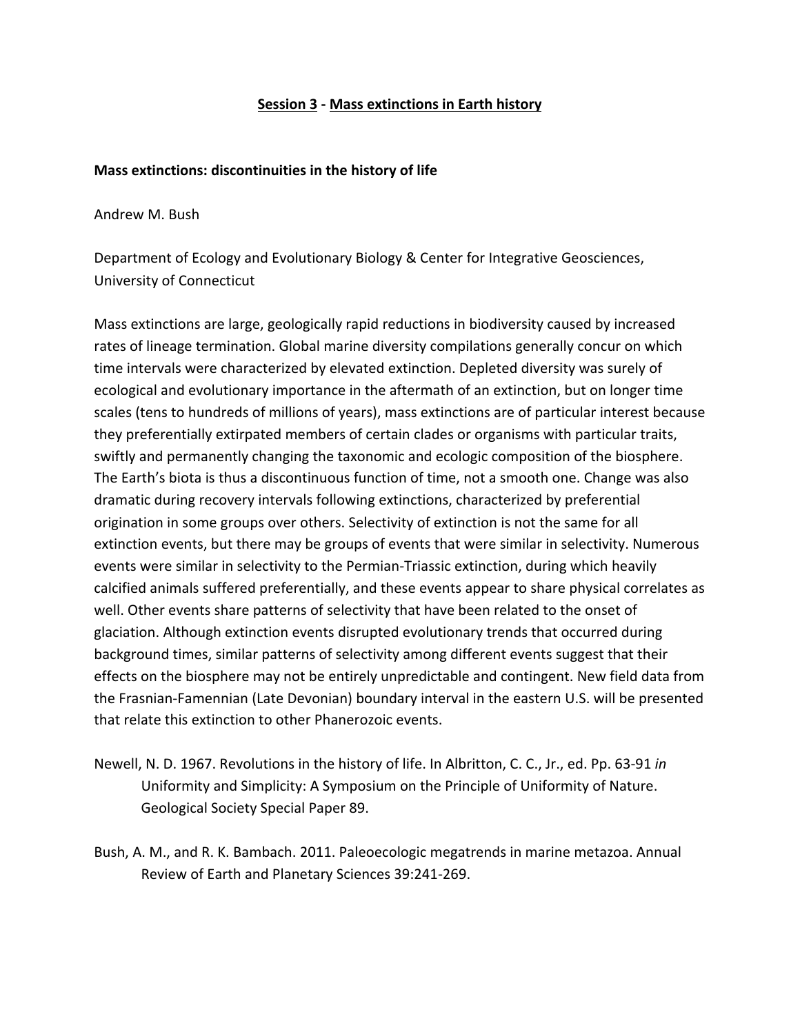## Session 3 - Mass extinctions in Earth history

### Mass extinctions: discontinuities in the history of life

Andrew M. Bush

Department of Ecology and Evolutionary Biology & Center for Integrative Geosciences, University of Connecticut

Mass extinctions are large, geologically rapid reductions in biodiversity caused by increased rates of lineage termination. Global marine diversity compilations generally concur on which time intervals were characterized by elevated extinction. Depleted diversity was surely of ecological and evolutionary importance in the aftermath of an extinction, but on longer time scales (tens to hundreds of millions of years), mass extinctions are of particular interest because they preferentially extirpated members of certain clades or organisms with particular traits, swiftly and permanently changing the taxonomic and ecologic composition of the biosphere. The Earth's biota is thus a discontinuous function of time, not a smooth one. Change was also dramatic during recovery intervals following extinctions, characterized by preferential origination in some groups over others. Selectivity of extinction is not the same for all extinction events, but there may be groups of events that were similar in selectivity. Numerous events were similar in selectivity to the Permian-Triassic extinction, during which heavily calcified animals suffered preferentially, and these events appear to share physical correlates as well. Other events share patterns of selectivity that have been related to the onset of glaciation. Although extinction events disrupted evolutionary trends that occurred during background times, similar patterns of selectivity among different events suggest that their effects on the biosphere may not be entirely unpredictable and contingent. New field data from the Frasnian-Famennian (Late Devonian) boundary interval in the eastern U.S. will be presented that relate this extinction to other Phanerozoic events.

Newell, N. D. 1967. Revolutions in the history of life. In Albritton, C. C., Jr., ed. Pp. 63-91 *in* Uniformity and Simplicity: A Symposium on the Principle of Uniformity of Nature. Geological Society Special Paper 89.

Bush, A. M., and R. K. Bambach. 2011. Paleoecologic megatrends in marine metazoa. Annual Review of Earth and Planetary Sciences 39:241-269.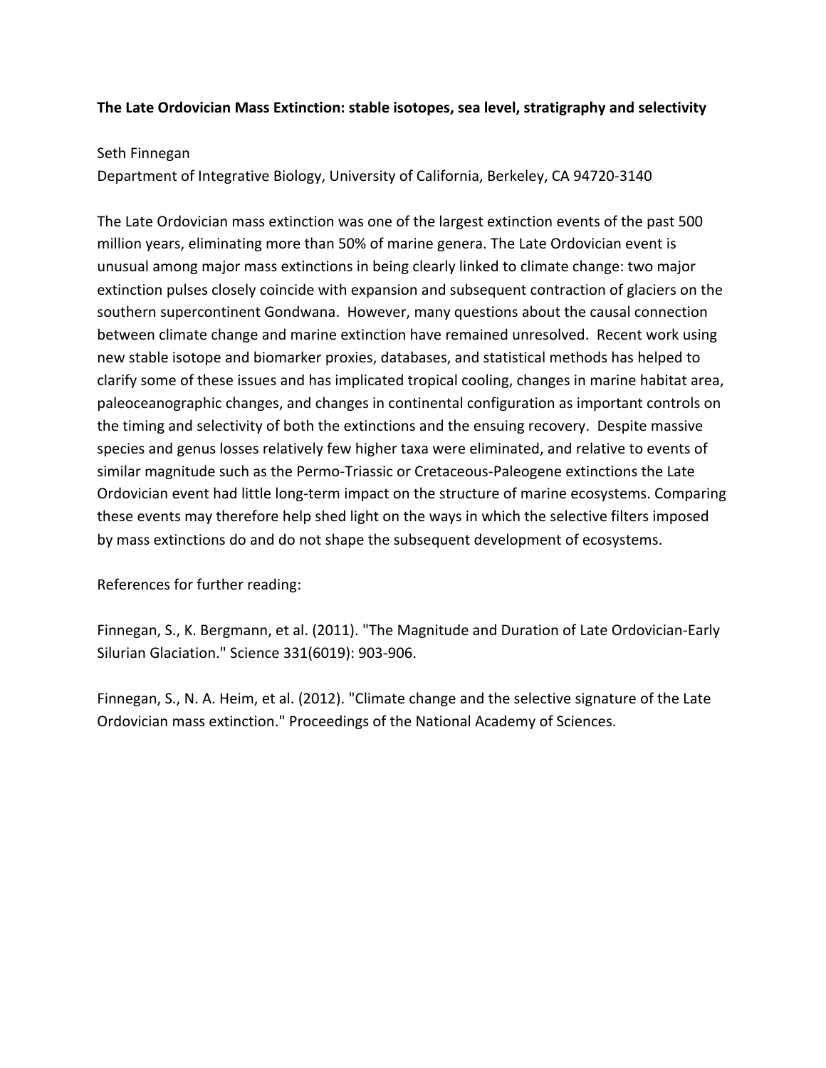**The Late Ordovician Mass Extinction: stable isotopes, sea level, stratigraphy and selectivity**

Seth Finnegan
Department of Integrative Biology, University of California, Berkeley, CA 94720-3140

The Late Ordovician mass extinction was one of the largest extinction events of the past 500 million years, eliminating more than 50% of marine genera. The Late Ordovician event is unusual among major mass extinctions in being clearly linked to climate change: two major extinction pulses closely coincide with expansion and subsequent contraction of glaciers on the southern supercontinent Gondwana. However, many questions about the causal connection between climate change and marine extinction have remained unresolved. Recent work using new stable isotope and biomarker proxies, databases, and statistical methods has helped to clarify some of these issues and has implicated tropical cooling, changes in marine habitat area, paleoceanographic changes, and changes in continental configuration as important controls on the timing and selectivity of both the extinctions and the ensuing recovery. Despite massive species and genus losses relatively few higher taxa were eliminated, and relative to events of similar magnitude such as the Permo-Triassic or Cretaceous-Paleogene extinctions the Late Ordovician event had little long-term impact on the structure of marine ecosystems. Comparing these events may therefore help shed light on the ways in which the selective filters imposed by mass extinctions do and do not shape the subsequent development of ecosystems.

References for further reading:

Finnegan, S., K. Bergmann, et al. (2011). "The Magnitude and Duration of Late Ordovician-Early Silurian Glaciation." Science 331(6019): 903-906.

Finnegan, S., N. A. Heim, et al. (2012). "Climate change and the selective signature of the Late Ordovician mass extinction." Proceedings of the National Academy of Sciences.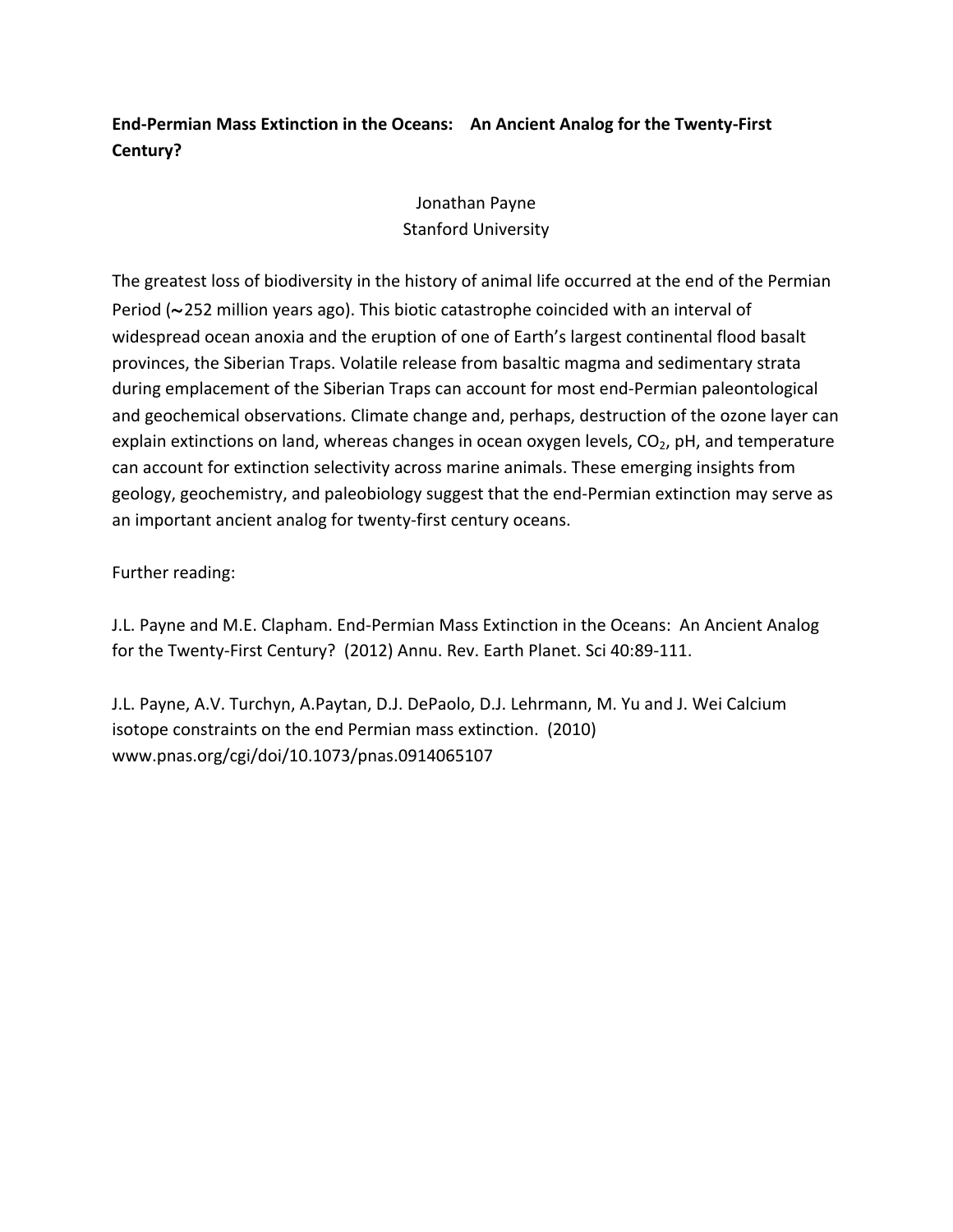**End-Permian Mass Extinction in the Oceans: An Ancient Analog for the Twenty-First Century?**

Jonathan Payne
Stanford University

The greatest loss of biodiversity in the history of animal life occurred at the end of the Permian Period (~252 million years ago). This biotic catastrophe coincided with an interval of widespread ocean anoxia and the eruption of one of Earth's largest continental flood basalt provinces, the Siberian Traps. Volatile release from basaltic magma and sedimentary strata during emplacement of the Siberian Traps can account for most end-Permian paleontological and geochemical observations. Climate change and, perhaps, destruction of the ozone layer can explain extinctions on land, whereas changes in ocean oxygen levels, $CO_2$, pH, and temperature can account for extinction selectivity across marine animals. These emerging insights from geology, geochemistry, and paleobiology suggest that the end-Permian extinction may serve as an important ancient analog for twenty-first century oceans.

Further reading:

J.L. Payne and M.E. Clapham. End-Permian Mass Extinction in the Oceans: An Ancient Analog for the Twenty-First Century? (2012) Annu. Rev. Earth Planet. Sci 40:89-111.

J.L. Payne, A.V. Turchyn, A.Paytan, D.J. DePaolo, D.J. Lehrmann, M. Yu and J. Wei Calcium isotope constraints on the end Permian mass extinction. (2010) www.pnas.org/cgi/doi/10.1073/pnas.0914065107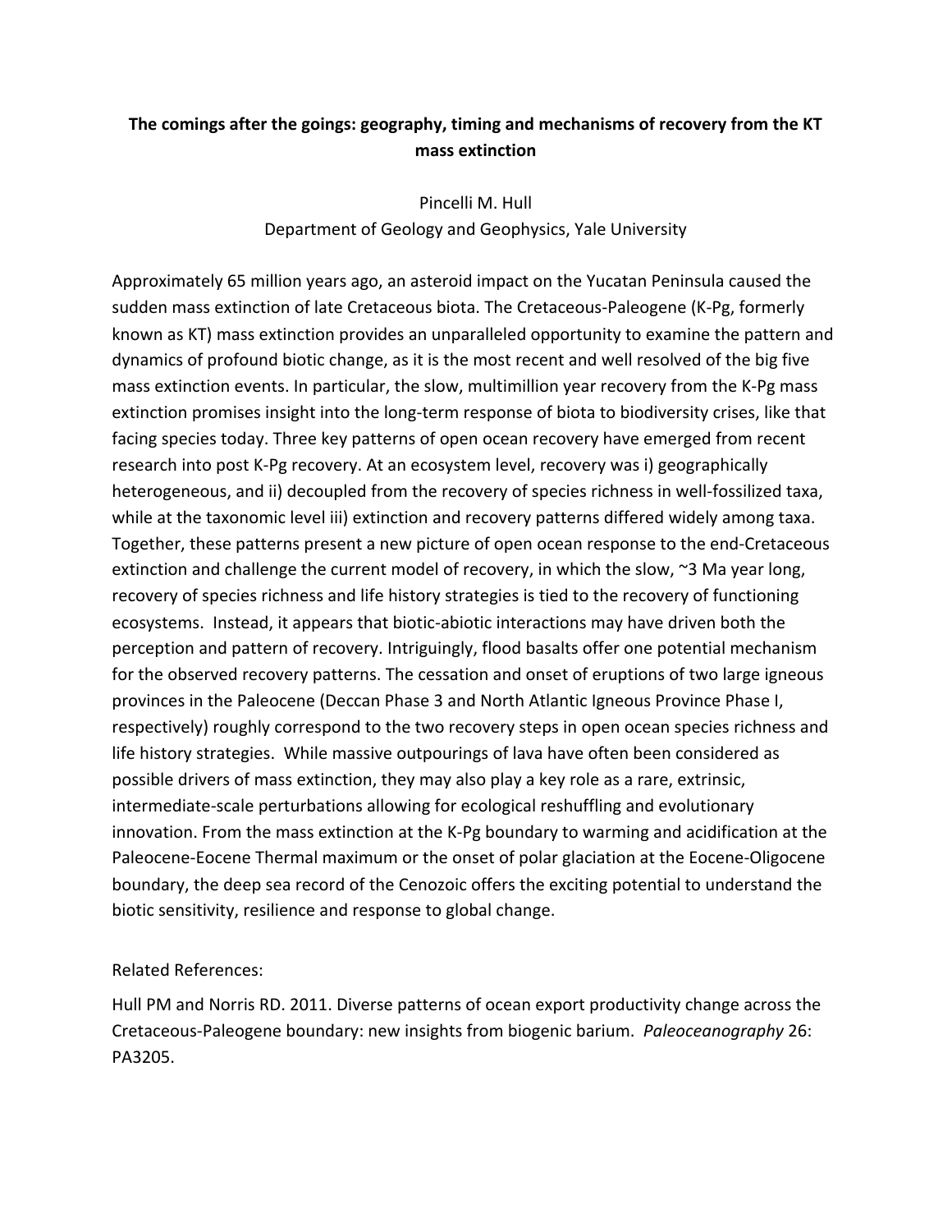**The comings after the goings: geography, timing and mechanisms of recovery from the KT mass extinction**

Pincelli M. Hull
Department of Geology and Geophysics, Yale University

Approximately 65 million years ago, an asteroid impact on the Yucatan Peninsula caused the sudden mass extinction of late Cretaceous biota. The Cretaceous-Paleogene (K-Pg, formerly known as KT) mass extinction provides an unparalleled opportunity to examine the pattern and dynamics of profound biotic change, as it is the most recent and well resolved of the big five mass extinction events. In particular, the slow, multimillion year recovery from the K-Pg mass extinction promises insight into the long-term response of biota to biodiversity crises, like that facing species today. Three key patterns of open ocean recovery have emerged from recent research into post K-Pg recovery. At an ecosystem level, recovery was i) geographically heterogeneous, and ii) decoupled from the recovery of species richness in well-fossilized taxa, while at the taxonomic level iii) extinction and recovery patterns differed widely among taxa. Together, these patterns present a new picture of open ocean response to the end-Cretaceous extinction and challenge the current model of recovery, in which the slow, ~3 Ma year long, recovery of species richness and life history strategies is tied to the recovery of functioning ecosystems. Instead, it appears that biotic-abiotic interactions may have driven both the perception and pattern of recovery. Intriguingly, flood basalts offer one potential mechanism for the observed recovery patterns. The cessation and onset of eruptions of two large igneous provinces in the Paleocene (Deccan Phase 3 and North Atlantic Igneous Province Phase I, respectively) roughly correspond to the two recovery steps in open ocean species richness and life history strategies. While massive outpourings of lava have often been considered as possible drivers of mass extinction, they may also play a key role as a rare, extrinsic, intermediate-scale perturbations allowing for ecological reshuffling and evolutionary innovation. From the mass extinction at the K-Pg boundary to warming and acidification at the Paleocene-Eocene Thermal maximum or the onset of polar glaciation at the Eocene-Oligocene boundary, the deep sea record of the Cenozoic offers the exciting potential to understand the biotic sensitivity, resilience and response to global change.

Related References:

Hull PM and Norris RD. 2011. Diverse patterns of ocean export productivity change across the Cretaceous-Paleogene boundary: new insights from biogenic barium. *Paleoceanography* 26: PA3205.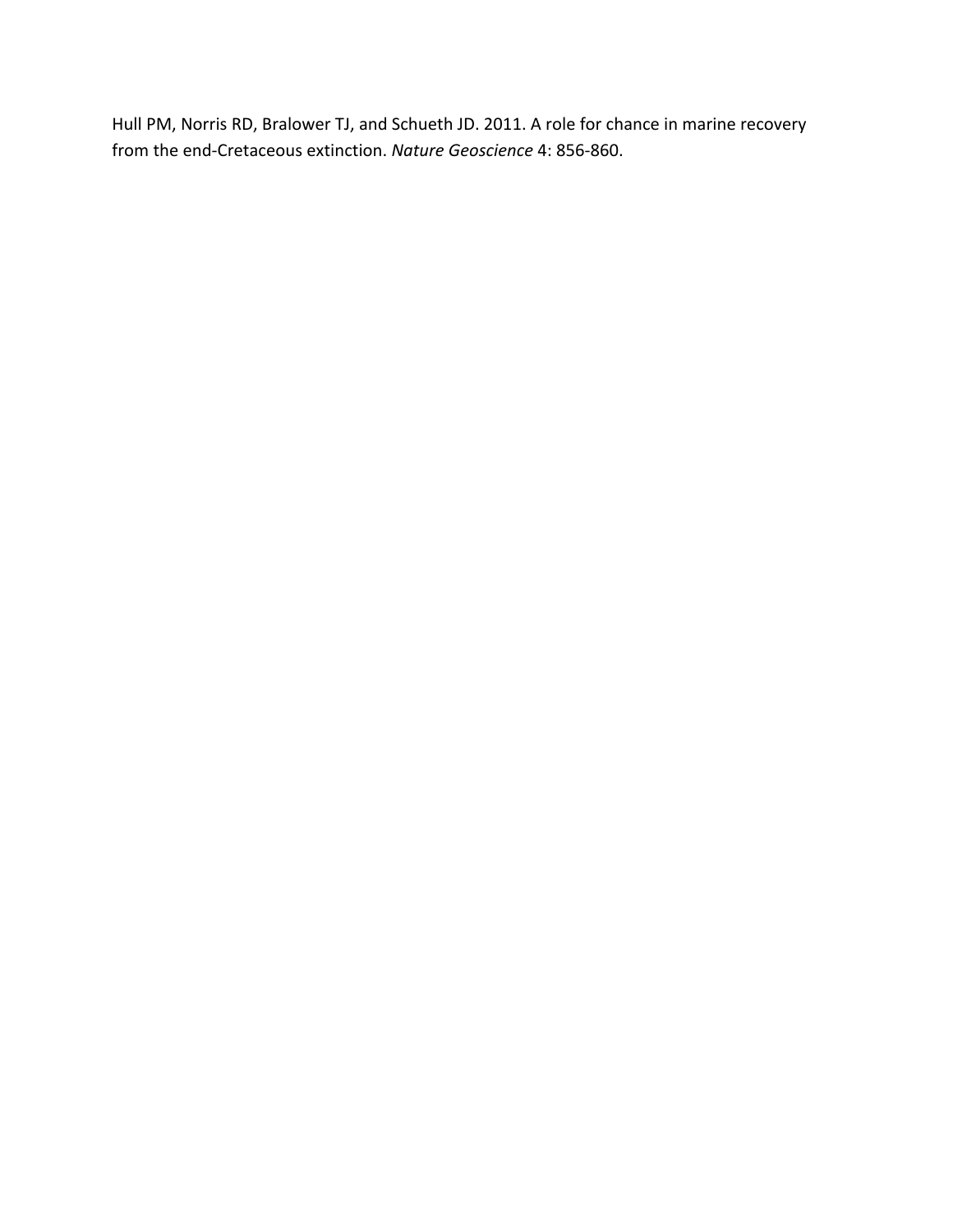Hull PM, Norris RD, Bralower TJ, and Schueth JD. 2011. A role for chance in marine recovery from the end-Cretaceous extinction. *Nature Geoscience* 4: 856-860.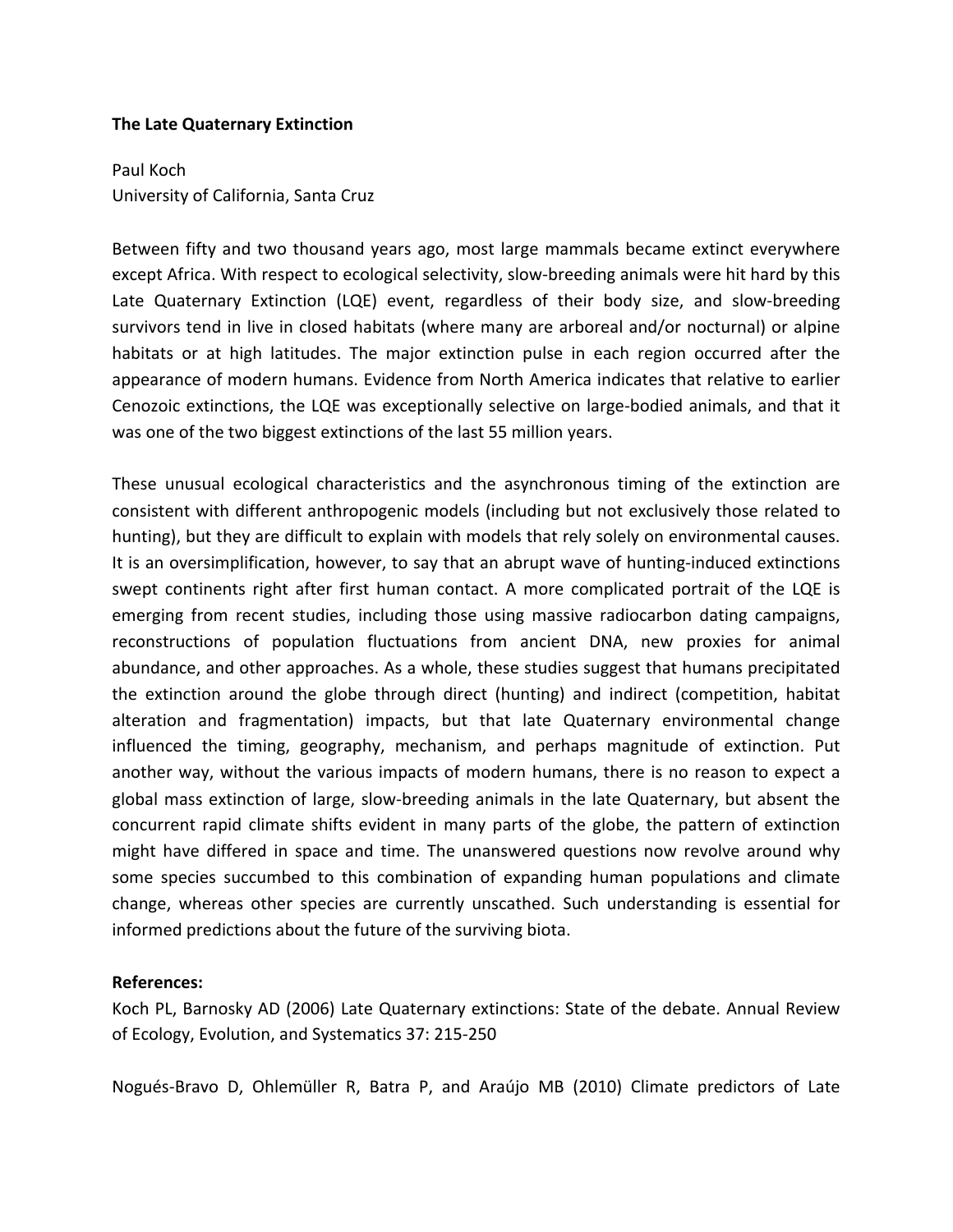**The Late Quaternary Extinction**

Paul Koch
University of California, Santa Cruz

Between fifty and two thousand years ago, most large mammals became extinct everywhere except Africa. With respect to ecological selectivity, slow-breeding animals were hit hard by this Late Quaternary Extinction (LQE) event, regardless of their body size, and slow-breeding survivors tend in live in closed habitats (where many are arboreal and/or nocturnal) or alpine habitats or at high latitudes. The major extinction pulse in each region occurred after the appearance of modern humans. Evidence from North America indicates that relative to earlier Cenozoic extinctions, the LQE was exceptionally selective on large-bodied animals, and that it was one of the two biggest extinctions of the last 55 million years.

These unusual ecological characteristics and the asynchronous timing of the extinction are consistent with different anthropogenic models (including but not exclusively those related to hunting), but they are difficult to explain with models that rely solely on environmental causes. It is an oversimplification, however, to say that an abrupt wave of hunting-induced extinctions swept continents right after first human contact. A more complicated portrait of the LQE is emerging from recent studies, including those using massive radiocarbon dating campaigns, reconstructions of population fluctuations from ancient DNA, new proxies for animal abundance, and other approaches. As a whole, these studies suggest that humans precipitated the extinction around the globe through direct (hunting) and indirect (competition, habitat alteration and fragmentation) impacts, but that late Quaternary environmental change influenced the timing, geography, mechanism, and perhaps magnitude of extinction. Put another way, without the various impacts of modern humans, there is no reason to expect a global mass extinction of large, slow-breeding animals in the late Quaternary, but absent the concurrent rapid climate shifts evident in many parts of the globe, the pattern of extinction might have differed in space and time. The unanswered questions now revolve around why some species succumbed to this combination of expanding human populations and climate change, whereas other species are currently unscathed. Such understanding is essential for informed predictions about the future of the surviving biota.

**References:**

Koch PL, Barnosky AD (2006) Late Quaternary extinctions: State of the debate. Annual Review of Ecology, Evolution, and Systematics 37: 215-250

Nogués-Bravo D, Ohlemüller R, Batra P, and Araújo MB (2010) Climate predictors of Late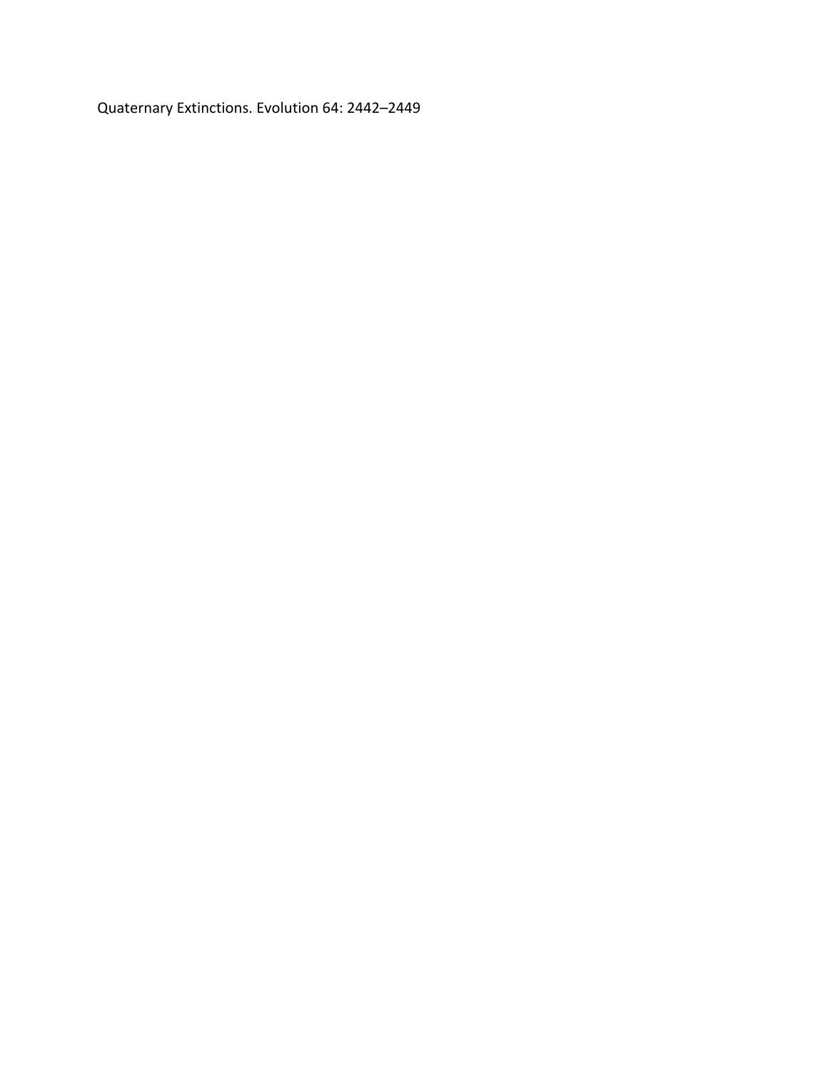Quaternary Extinctions. Evolution 64: 2442–2449